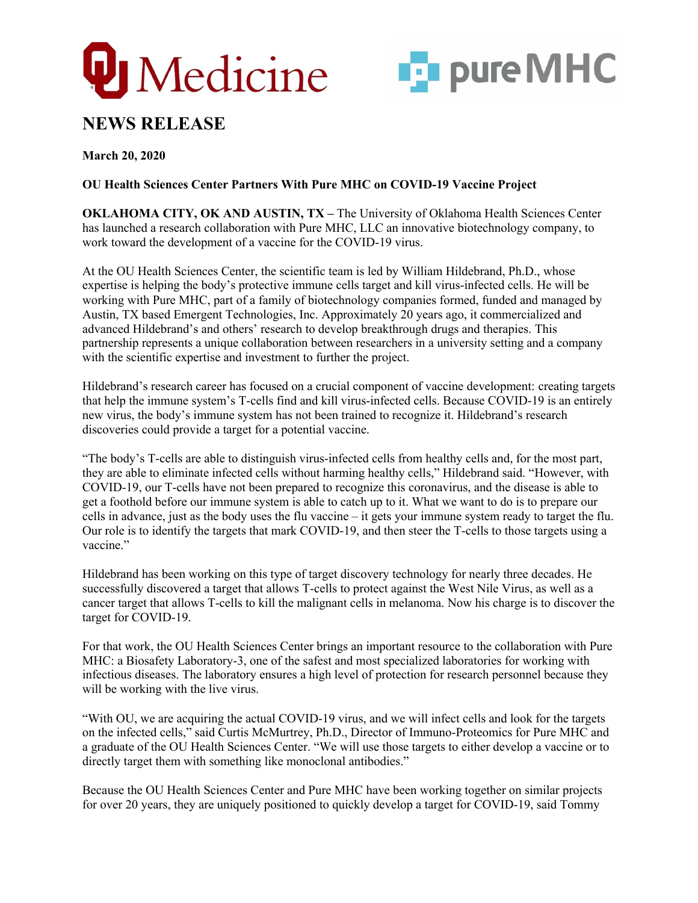OU Medicine

pure MHC

# NEWS RELEASE

**March 20, 2020**

**OU Health Sciences Center Partners With Pure MHC on COVID-19 Vaccine Project**

**OKLAHOMA CITY, OK AND AUSTIN, TX –** The University of Oklahoma Health Sciences Center has launched a research collaboration with Pure MHC, LLC an innovative biotechnology company, to work toward the development of a vaccine for the COVID-19 virus.

At the OU Health Sciences Center, the scientific team is led by William Hildebrand, Ph.D., whose expertise is helping the body's protective immune cells target and kill virus-infected cells. He will be working with Pure MHC, part of a family of biotechnology companies formed, funded and managed by Austin, TX based Emergent Technologies, Inc. Approximately 20 years ago, it commercialized and advanced Hildebrand's and others' research to develop breakthrough drugs and therapies. This partnership represents a unique collaboration between researchers in a university setting and a company with the scientific expertise and investment to further the project.

Hildebrand's research career has focused on a crucial component of vaccine development: creating targets that help the immune system's T-cells find and kill virus-infected cells. Because COVID-19 is an entirely new virus, the body's immune system has not been trained to recognize it. Hildebrand's research discoveries could provide a target for a potential vaccine.

"The body's T-cells are able to distinguish virus-infected cells from healthy cells and, for the most part, they are able to eliminate infected cells without harming healthy cells," Hildebrand said. "However, with COVID-19, our T-cells have not been prepared to recognize this coronavirus, and the disease is able to get a foothold before our immune system is able to catch up to it. What we want to do is to prepare our cells in advance, just as the body uses the flu vaccine – it gets your immune system ready to target the flu. Our role is to identify the targets that mark COVID-19, and then steer the T-cells to those targets using a vaccine."

Hildebrand has been working on this type of target discovery technology for nearly three decades. He successfully discovered a target that allows T-cells to protect against the West Nile Virus, as well as a cancer target that allows T-cells to kill the malignant cells in melanoma. Now his charge is to discover the target for COVID-19.

For that work, the OU Health Sciences Center brings an important resource to the collaboration with Pure MHC: a Biosafety Laboratory-3, one of the safest and most specialized laboratories for working with infectious diseases. The laboratory ensures a high level of protection for research personnel because they will be working with the live virus.

"With OU, we are acquiring the actual COVID-19 virus, and we will infect cells and look for the targets on the infected cells," said Curtis McMurtrey, Ph.D., Director of Immuno-Proteomics for Pure MHC and a graduate of the OU Health Sciences Center. "We will use those targets to either develop a vaccine or to directly target them with something like monoclonal antibodies."

Because the OU Health Sciences Center and Pure MHC have been working together on similar projects for over 20 years, they are uniquely positioned to quickly develop a target for COVID-19, said Tommy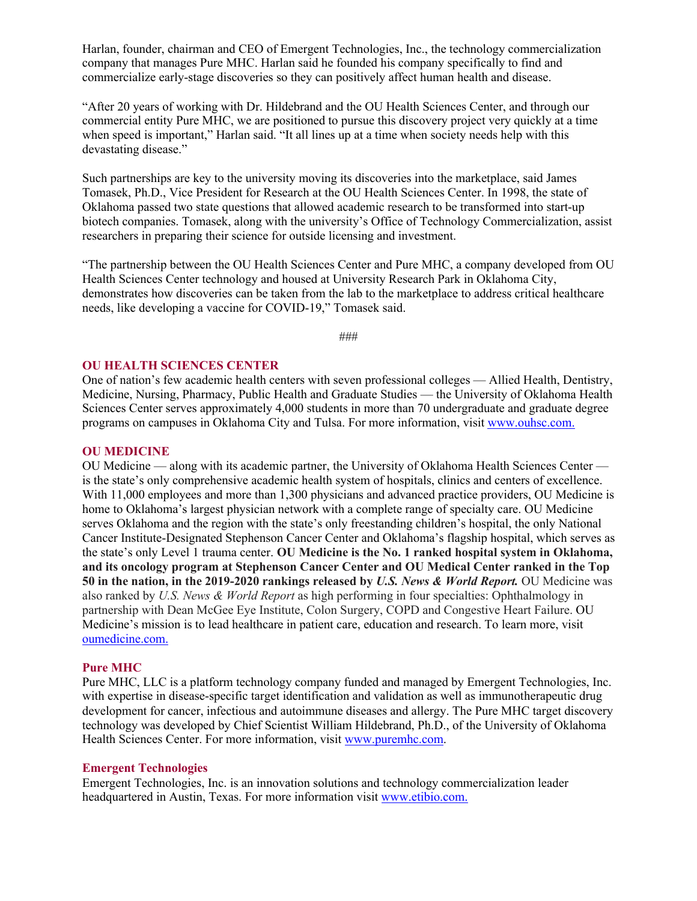Harlan, founder, chairman and CEO of Emergent Technologies, Inc., the technology commercialization company that manages Pure MHC. Harlan said he founded his company specifically to find and commercialize early-stage discoveries so they can positively affect human health and disease.

"After 20 years of working with Dr. Hildebrand and the OU Health Sciences Center, and through our commercial entity Pure MHC, we are positioned to pursue this discovery project very quickly at a time when speed is important," Harlan said. "It all lines up at a time when society needs help with this devastating disease."

Such partnerships are key to the university moving its discoveries into the marketplace, said James Tomasek, Ph.D., Vice President for Research at the OU Health Sciences Center. In 1998, the state of Oklahoma passed two state questions that allowed academic research to be transformed into start-up biotech companies. Tomasek, along with the university's Office of Technology Commercialization, assist researchers in preparing their science for outside licensing and investment.

"The partnership between the OU Health Sciences Center and Pure MHC, a company developed from OU Health Sciences Center technology and housed at University Research Park in Oklahoma City, demonstrates how discoveries can be taken from the lab to the marketplace to address critical healthcare needs, like developing a vaccine for COVID-19," Tomasek said.

###

**OU HEALTH SCIENCES CENTER**

One of nation's few academic health centers with seven professional colleges — Allied Health, Dentistry, Medicine, Nursing, Pharmacy, Public Health and Graduate Studies — the University of Oklahoma Health Sciences Center serves approximately 4,000 students in more than 70 undergraduate and graduate degree programs on campuses in Oklahoma City and Tulsa. For more information, visit www.ouhsc.com.

**OU MEDICINE**

OU Medicine — along with its academic partner, the University of Oklahoma Health Sciences Center — is the state's only comprehensive academic health system of hospitals, clinics and centers of excellence. With 11,000 employees and more than 1,300 physicians and advanced practice providers, OU Medicine is home to Oklahoma's largest physician network with a complete range of specialty care. OU Medicine serves Oklahoma and the region with the state's only freestanding children's hospital, the only National Cancer Institute-Designated Stephenson Cancer Center and Oklahoma's flagship hospital, which serves as the state's only Level 1 trauma center. **OU Medicine is the No. 1 ranked hospital system in Oklahoma, and its oncology program at Stephenson Cancer Center and OU Medical Center ranked in the Top 50 in the nation, in the 2019-2020 rankings released by *U.S. News & World Report.*** OU Medicine was also ranked by *U.S. News & World Report* as high performing in four specialties: Ophthalmology in partnership with Dean McGee Eye Institute, Colon Surgery, COPD and Congestive Heart Failure. OU Medicine's mission is to lead healthcare in patient care, education and research. To learn more, visit oumedicine.com.

**Pure MHC**

Pure MHC, LLC is a platform technology company funded and managed by Emergent Technologies, Inc. with expertise in disease-specific target identification and validation as well as immunotherapeutic drug development for cancer, infectious and autoimmune diseases and allergy. The Pure MHC target discovery technology was developed by Chief Scientist William Hildebrand, Ph.D., of the University of Oklahoma Health Sciences Center. For more information, visit www.puremhc.com.

**Emergent Technologies**

Emergent Technologies, Inc. is an innovation solutions and technology commercialization leader headquartered in Austin, Texas. For more information visit www.etibio.com.